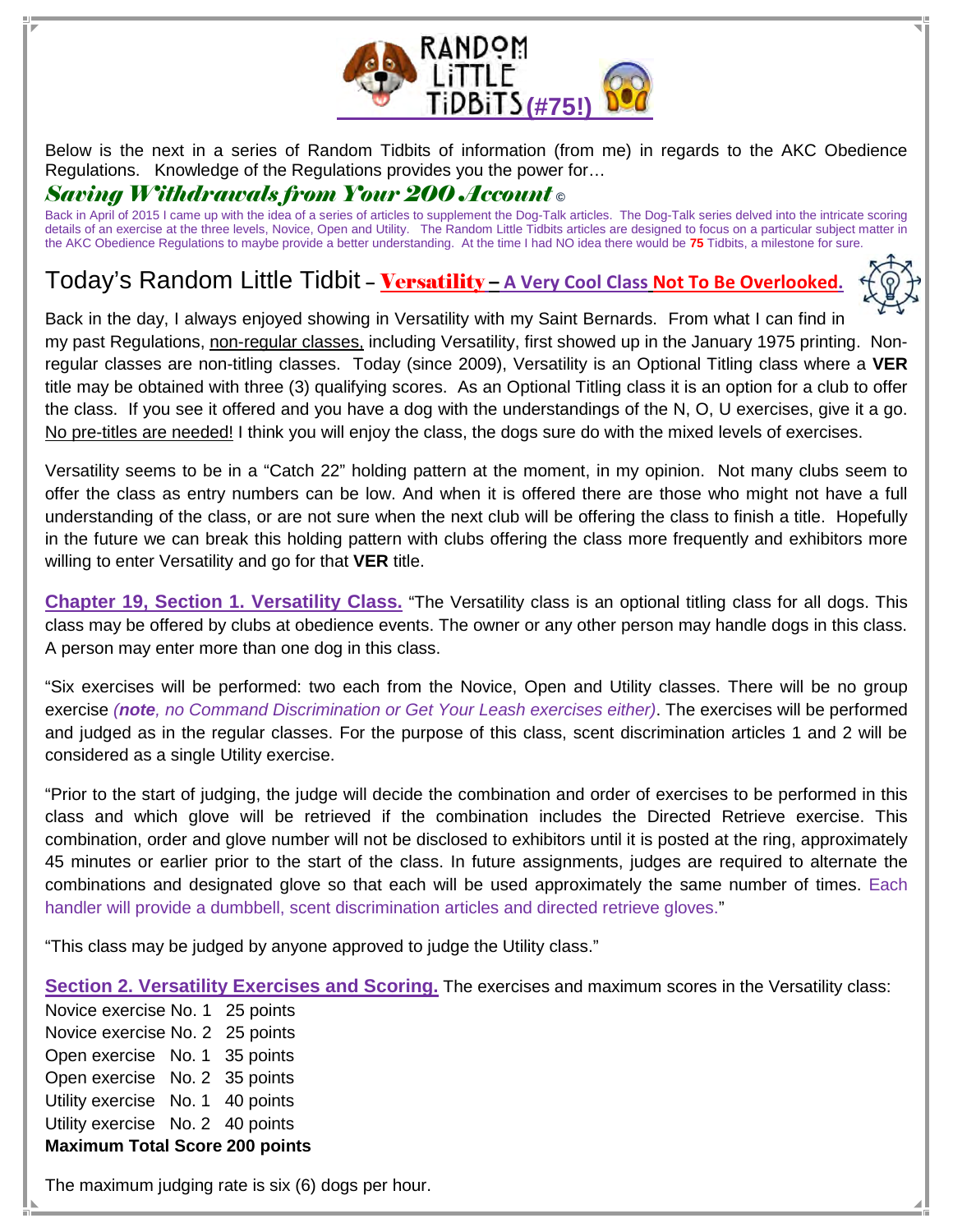# RANDOM LITTLE TIDBITS (#75!)

Below is the next in a series of Random Tidbits of information (from me) in regards to the AKC Obedience Regulations. Knowledge of the Regulations provides you the power for…

***Saving Withdrawals from Your 200 Account ©***

Back in April of 2015 I came up with the idea of a series of articles to supplement the Dog-Talk articles. The Dog-Talk series delved into the intricate scoring details of an exercise at the three levels, Novice, Open and Utility. The Random Little Tidbits articles are designed to focus on a particular subject matter in the AKC Obedience Regulations to maybe provide a better understanding. At the time I had NO idea there would be **75** Tidbits, a milestone for sure.

## Today's Random Little Tidbit – Versatility – A Very Cool Class Not To Be Overlooked.

Back in the day, I always enjoyed showing in Versatility with my Saint Bernards. From what I can find in my past Regulations, non-regular classes, including Versatility, first showed up in the January 1975 printing. Non-regular classes are non-titling classes. Today (since 2009), Versatility is an Optional Titling class where a **VER** title may be obtained with three (3) qualifying scores. As an Optional Titling class it is an option for a club to offer the class. If you see it offered and you have a dog with the understandings of the N, O, U exercises, give it a go. No pre-titles are needed! I think you will enjoy the class, the dogs sure do with the mixed levels of exercises.

Versatility seems to be in a "Catch 22" holding pattern at the moment, in my opinion. Not many clubs seem to offer the class as entry numbers can be low. And when it is offered there are those who might not have a full understanding of the class, or are not sure when the next club will be offering the class to finish a title. Hopefully in the future we can break this holding pattern with clubs offering the class more frequently and exhibitors more willing to enter Versatility and go for that **VER** title.

**Chapter 19, Section 1. Versatility Class.** "The Versatility class is an optional titling class for all dogs. This class may be offered by clubs at obedience events. The owner or any other person may handle dogs in this class. A person may enter more than one dog in this class.

"Six exercises will be performed: two each from the Novice, Open and Utility classes. There will be no group exercise *(**note**, no Command Discrimination or Get Your Leash exercises either)*. The exercises will be performed and judged as in the regular classes. For the purpose of this class, scent discrimination articles 1 and 2 will be considered as a single Utility exercise.

"Prior to the start of judging, the judge will decide the combination and order of exercises to be performed in this class and which glove will be retrieved if the combination includes the Directed Retrieve exercise. This combination, order and glove number will not be disclosed to exhibitors until it is posted at the ring, approximately 45 minutes or earlier prior to the start of the class. In future assignments, judges are required to alternate the combinations and designated glove so that each will be used approximately the same number of times. Each handler will provide a dumbbell, scent discrimination articles and directed retrieve gloves."

"This class may be judged by anyone approved to judge the Utility class."

**Section 2. Versatility Exercises and Scoring.** The exercises and maximum scores in the Versatility class:

Novice exercise No. 1 25 points
Novice exercise No. 2 25 points
Open exercise No. 1 35 points
Open exercise No. 2 35 points
Utility exercise No. 1 40 points
Utility exercise No. 2 40 points
**Maximum Total Score 200 points**

The maximum judging rate is six (6) dogs per hour.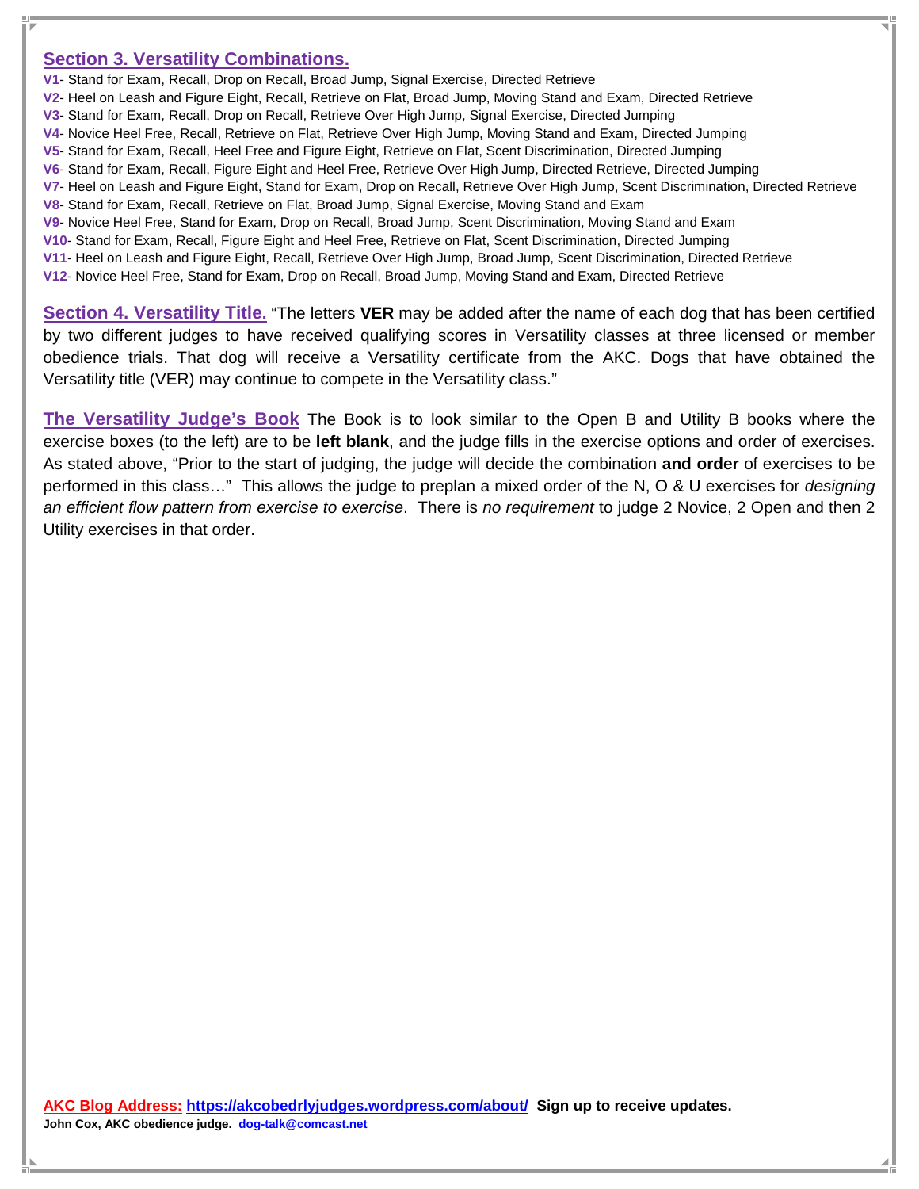## Section 3. Versatility Combinations.

**V1**- Stand for Exam, Recall, Drop on Recall, Broad Jump, Signal Exercise, Directed Retrieve
**V2**- Heel on Leash and Figure Eight, Recall, Retrieve on Flat, Broad Jump, Moving Stand and Exam, Directed Retrieve
**V3**- Stand for Exam, Recall, Drop on Recall, Retrieve Over High Jump, Signal Exercise, Directed Jumping
**V4**- Novice Heel Free, Recall, Retrieve on Flat, Retrieve Over High Jump, Moving Stand and Exam, Directed Jumping
**V5**- Stand for Exam, Recall, Heel Free and Figure Eight, Retrieve on Flat, Scent Discrimination, Directed Jumping
**V6**- Stand for Exam, Recall, Figure Eight and Heel Free, Retrieve Over High Jump, Directed Retrieve, Directed Jumping
**V7**- Heel on Leash and Figure Eight, Stand for Exam, Drop on Recall, Retrieve Over High Jump, Scent Discrimination, Directed Retrieve
**V8**- Stand for Exam, Recall, Retrieve on Flat, Broad Jump, Signal Exercise, Moving Stand and Exam
**V9**- Novice Heel Free, Stand for Exam, Drop on Recall, Broad Jump, Scent Discrimination, Moving Stand and Exam
**V10**- Stand for Exam, Recall, Figure Eight and Heel Free, Retrieve on Flat, Scent Discrimination, Directed Jumping
**V11**- Heel on Leash and Figure Eight, Recall, Retrieve Over High Jump, Broad Jump, Scent Discrimination, Directed Retrieve
**V12**- Novice Heel Free, Stand for Exam, Drop on Recall, Broad Jump, Moving Stand and Exam, Directed Retrieve

**Section 4. Versatility Title.** "The letters **VER** may be added after the name of each dog that has been certified by two different judges to have received qualifying scores in Versatility classes at three licensed or member obedience trials. That dog will receive a Versatility certificate from the AKC. Dogs that have obtained the Versatility title (VER) may continue to compete in the Versatility class."

**The Versatility Judge's Book** The Book is to look similar to the Open B and Utility B books where the exercise boxes (to the left) are to be **left blank**, and the judge fills in the exercise options and order of exercises. As stated above, "Prior to the start of judging, the judge will decide the combination **and order** of exercises to be performed in this class…" This allows the judge to preplan a mixed order of the N, O & U exercises for *designing an efficient flow pattern from exercise to exercise*. There is *no requirement* to judge 2 Novice, 2 Open and then 2 Utility exercises in that order.

**AKC Blog Address: https://akcobedrlyjudges.wordpress.com/about/ Sign up to receive updates.**
**John Cox, AKC obedience judge. dog-talk@comcast.net**